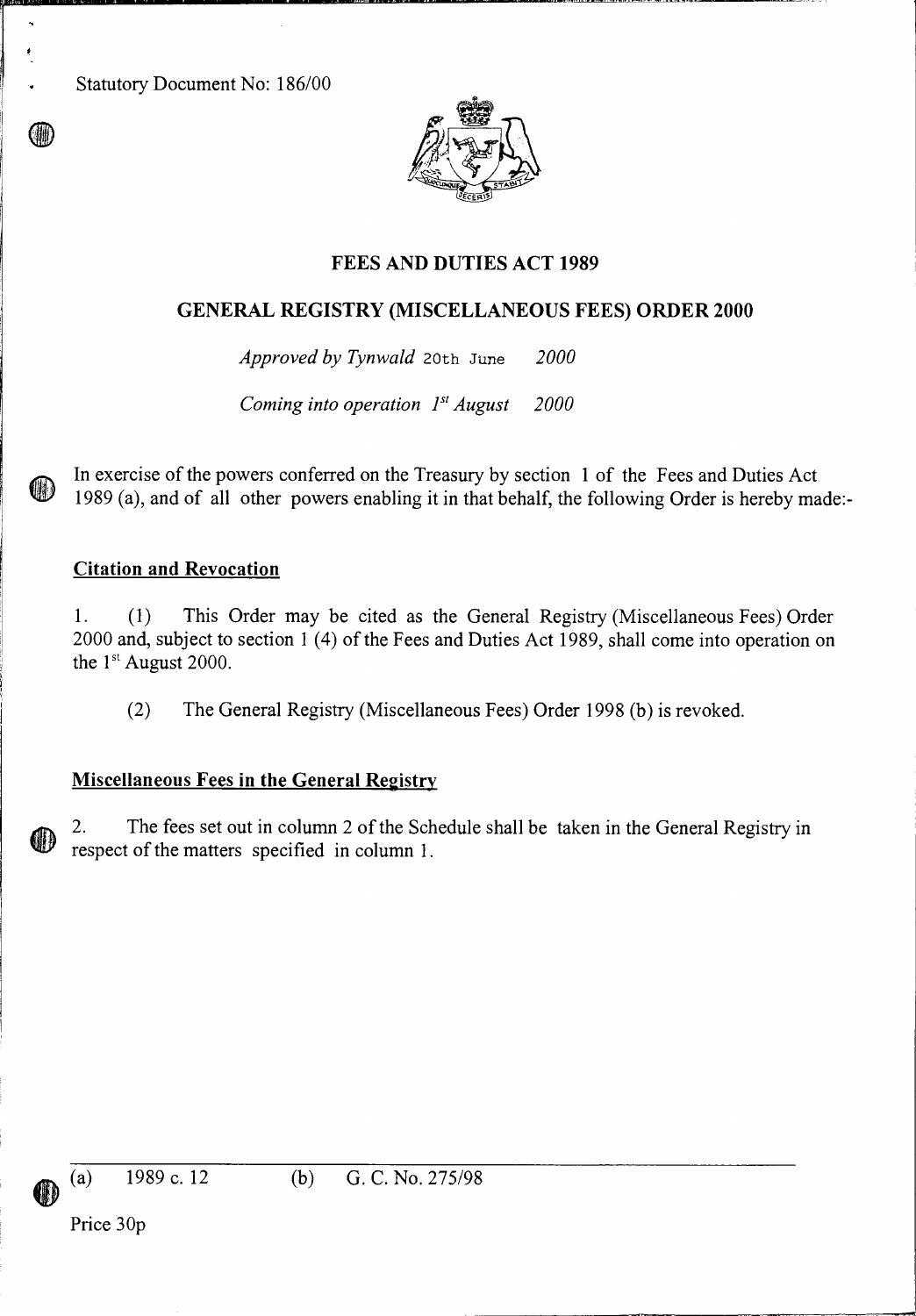Statutory Document No: 186/00

# FEES AND DUTIES ACT 1989

## GENERAL REGISTRY (MISCELLANEOUS FEES) ORDER 2000

*Approved by Tynwald* 20th June *2000*

*Coming into operation 1st August 2000*

In exercise of the powers conferred on the Treasury by section 1 of the Fees and Duties Act 1989 (a), and of all other powers enabling it in that behalf, the following Order is hereby made:-

### Citation and Revocation

1. (1) This Order may be cited as the General Registry (Miscellaneous Fees) Order 2000 and, subject to section 1 (4) of the Fees and Duties Act 1989, shall come into operation on the 1st August 2000.

(2) The General Registry (Miscellaneous Fees) Order 1998 (b) is revoked.

### Miscellaneous Fees in the General Registry

2. The fees set out in column 2 of the Schedule shall be taken in the General Registry in respect of the matters specified in column 1.

---

(a) 1989 c. 12 (b) G. C. No. 275/98

Price 30p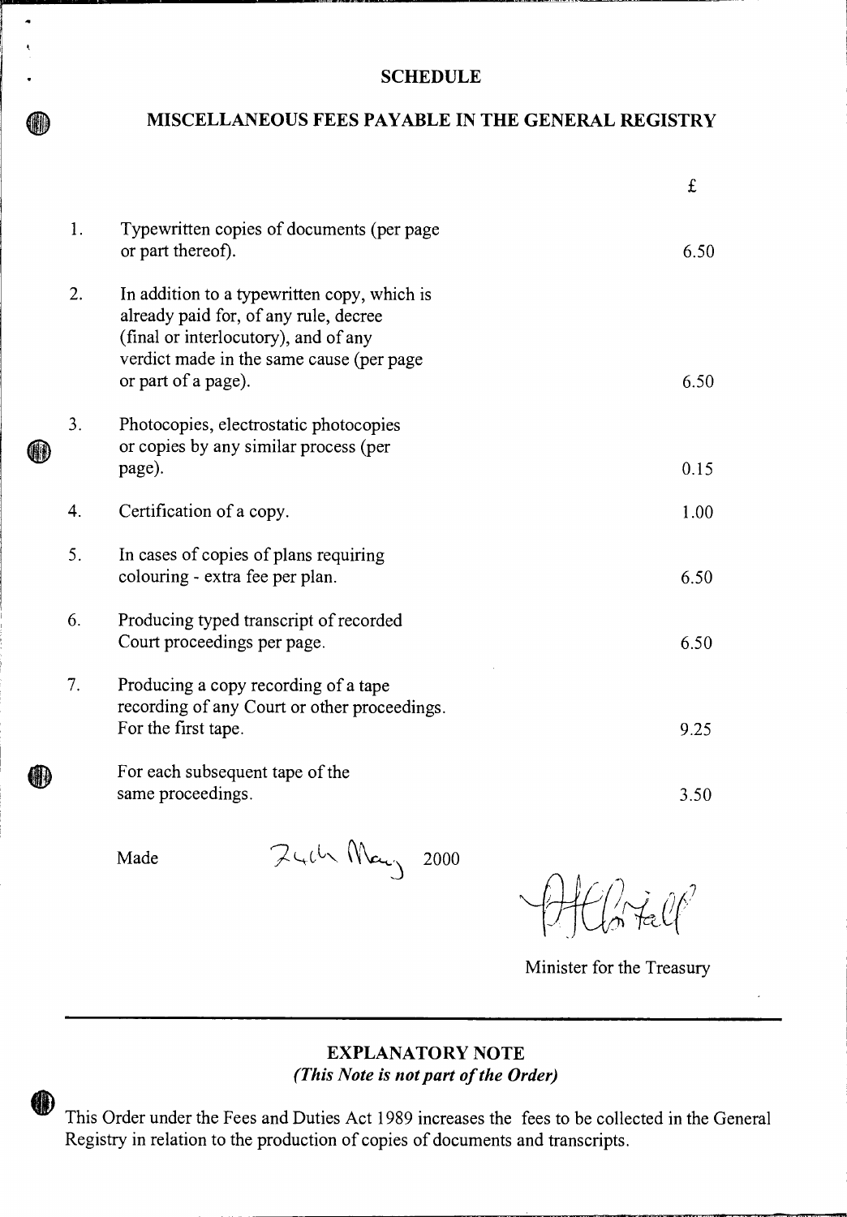# SCHEDULE

## MISCELLANEOUS FEES PAYABLE IN THE GENERAL REGISTRY

| | | £ |
|---|---|---|
| 1. | Typewritten copies of documents (per page or part thereof). | 6.50 |
| 2. | In addition to a typewritten copy, which is already paid for, of any rule, decree (final or interlocutory), and of any verdict made in the same cause (per page or part of a page). | 6.50 |
| 3. | Photocopies, electrostatic photocopies or copies by any similar process (per page). | 0.15 |
| 4. | Certification of a copy. | 1.00 |
| 5. | In cases of copies of plans requiring colouring - extra fee per plan. | 6.50 |
| 6. | Producing typed transcript of recorded Court proceedings per page. | 6.50 |
| 7. | Producing a copy recording of a tape recording of any Court or other proceedings. For the first tape. | 9.25 |
| | For each subsequent tape of the same proceedings. | 3.50 |

Made 24th May 2000

A Callister

Minister for the Treasury

---

**EXPLANATORY NOTE**
***(This Note is not part of the Order)***

This Order under the Fees and Duties Act 1989 increases the fees to be collected in the General Registry in relation to the production of copies of documents and transcripts.